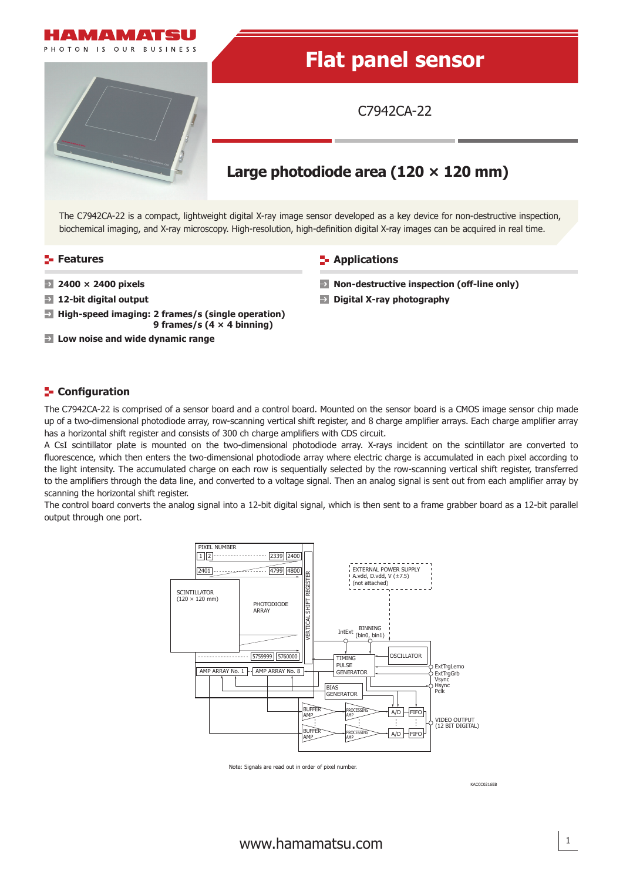HAMAMATSU
PHOTON IS OUR BUSINESS

# Flat panel sensor

C7942CA-22

## Large photodiode area (120 × 120 mm)

The C7942CA-22 is a compact, lightweight digital X-ray image sensor developed as a key device for non-destructive inspection, biochemical imaging, and X-ray microscopy. High-resolution, high-definition digital X-ray images can be acquired in real time.

## Features

- **2400 × 2400 pixels**
- **12-bit digital output**
- **High-speed imaging: 2 frames/s (single operation)**
  **9 frames/s (4 × 4 binning)**
- **Low noise and wide dynamic range**

## Applications

- **Non-destructive inspection (off-line only)**
- **Digital X-ray photography**

## Configuration

The C7942CA-22 is comprised of a sensor board and a control board. Mounted on the sensor board is a CMOS image sensor chip made up of a two-dimensional photodiode array, row-scanning vertical shift register, and 8 charge amplifier arrays. Each charge amplifier array has a horizontal shift register and consists of 300 ch charge amplifiers with CDS circuit.
A CsI scintillator plate is mounted on the two-dimensional photodiode array. X-rays incident on the scintillator are converted to fluorescence, which then enters the two-dimensional photodiode array where electric charge is accumulated in each pixel according to the light intensity. The accumulated charge on each row is sequentially selected by the row-scanning vertical shift register, transferred to the amplifiers through the data line, and converted to a voltage signal. Then an analog signal is sent out from each amplifier array by scanning the horizontal shift register.
The control board converts the analog signal into a 12-bit digital signal, which is then sent to a frame grabber board as a 12-bit parallel output through one port.

PIXEL NUMBER 1 2 2339 2400 2401 4799 4800 5759999 5760000 SCINTILLATOR (120 × 120 mm) PHOTODIODE ARRAY VERTICAL SHIFT REGISTER AMP ARRAY No. 1 AMP ARRAY No. 8 EXTERNAL POWER SUPPLY A.vdd, D.vdd, V (±7.5) (not attached) IntExt BINNING (bin0, bin1) TIMING PULSE GENERATOR OSCILLATOR BIAS GENERATOR BUFFER AMP PROCESSING AMP A/D FIFO ExtTrgLemo ExtTrgGrb Vsync Hsync Pclk VIDEO OUTPUT (12 BIT DIGITAL)

Note: Signals are read out in order of pixel number.

KACCC0216EB

www.hamamatsu.com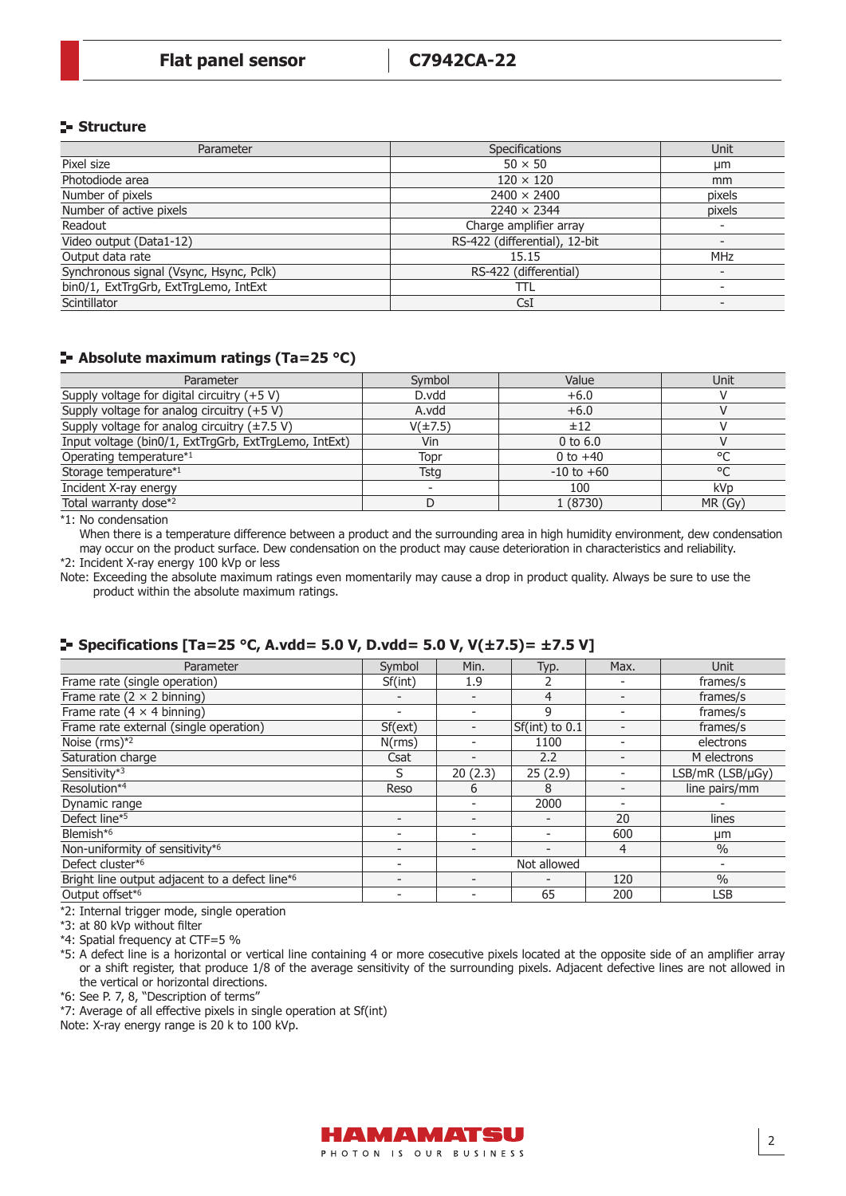## Structure

| Parameter | Specifications | Unit |
|---|---|---|
| Pixel size | 50 × 50 | μm |
| Photodiode area | 120 × 120 | mm |
| Number of pixels | 2400 × 2400 | pixels |
| Number of active pixels | 2240 × 2344 | pixels |
| Readout | Charge amplifier array | - |
| Video output (Data1-12) | RS-422 (differential), 12-bit | - |
| Output data rate | 15.15 | MHz |
| Synchronous signal (Vsync, Hsync, Pclk) | RS-422 (differential) | - |
| bin0/1, ExtTrgGrb, ExtTrgLemo, IntExt | TTL | - |
| Scintillator | CsI | - |

## Absolute maximum ratings (Ta=25 °C)

| Parameter | Symbol | Value | Unit |
|---|---|---|---|
| Supply voltage for digital circuitry (+5 V) | D.vdd | +6.0 | V |
| Supply voltage for analog circuitry (+5 V) | A.vdd | +6.0 | V |
| Supply voltage for analog circuitry (±7.5 V) | V(±7.5) | ±12 | V |
| Input voltage (bin0/1, ExtTrgGrb, ExtTrgLemo, IntExt) | Vin | 0 to 6.0 | V |
| Operating temperature*1 | Topr | 0 to +40 | °C |
| Storage temperature*1 | Tstg | -10 to +60 | °C |
| Incident X-ray energy | - | 100 | kVp |
| Total warranty dose*2 | D | 1 (8730) | MR (Gy) |

*1: No condensation
When there is a temperature difference between a product and the surrounding area in high humidity environment, dew condensation may occur on the product surface. Dew condensation on the product may cause deterioration in characteristics and reliability.

*2: Incident X-ray energy 100 kVp or less

Note: Exceeding the absolute maximum ratings even momentarily may cause a drop in product quality. Always be sure to use the product within the absolute maximum ratings.

## Specifications [Ta=25 °C, A.vdd= 5.0 V, D.vdd= 5.0 V, V(±7.5)= ±7.5 V]

| Parameter | Symbol | Min. | Typ. | Max. | Unit |
|---|---|---|---|---|---|
| Frame rate (single operation) | Sf(int) | 1.9 | 2 | - | frames/s |
| Frame rate (2 × 2 binning) | - | - | 4 | - | frames/s |
| Frame rate (4 × 4 binning) | - | - | 9 | - | frames/s |
| Frame rate external (single operation) | Sf(ext) | - | Sf(int) to 0.1 | - | frames/s |
| Noise (rms)*2 | N(rms) | - | 1100 | - | electrons |
| Saturation charge | Csat | - | 2.2 | - | M electrons |
| Sensitivity*3 | S | 20 (2.3) | 25 (2.9) | - | LSB/mR (LSB/μGy) |
| Resolution*4 | Reso | 6 | 8 | - | line pairs/mm |
| Dynamic range | | - | 2000 | - | - |
| Defect line*5 | - | - | - | 20 | lines |
| Blemish*6 | - | - | - | 600 | μm |
| Non-uniformity of sensitivity*6 | - | - | - | 4 | % |
| Defect cluster*6 | - | Not allowed | | | - |
| Bright line output adjacent to a defect line*6 | - | - | - | 120 | % |
| Output offset*6 | - | - | 65 | 200 | LSB |

*2: Internal trigger mode, single operation

*3: at 80 kVp without filter

*4: Spatial frequency at CTF=5 %

*5: A defect line is a horizontal or vertical line containing 4 or more cosecutive pixels located at the opposite side of an amplifier array or a shift register, that produce 1/8 of the average sensitivity of the surrounding pixels. Adjacent defective lines are not allowed in the vertical or horizontal directions.

*6: See P. 7, 8, "Description of terms"

*7: Average of all effective pixels in single operation at Sf(int)

Note: X-ray energy range is 20 k to 100 kVp.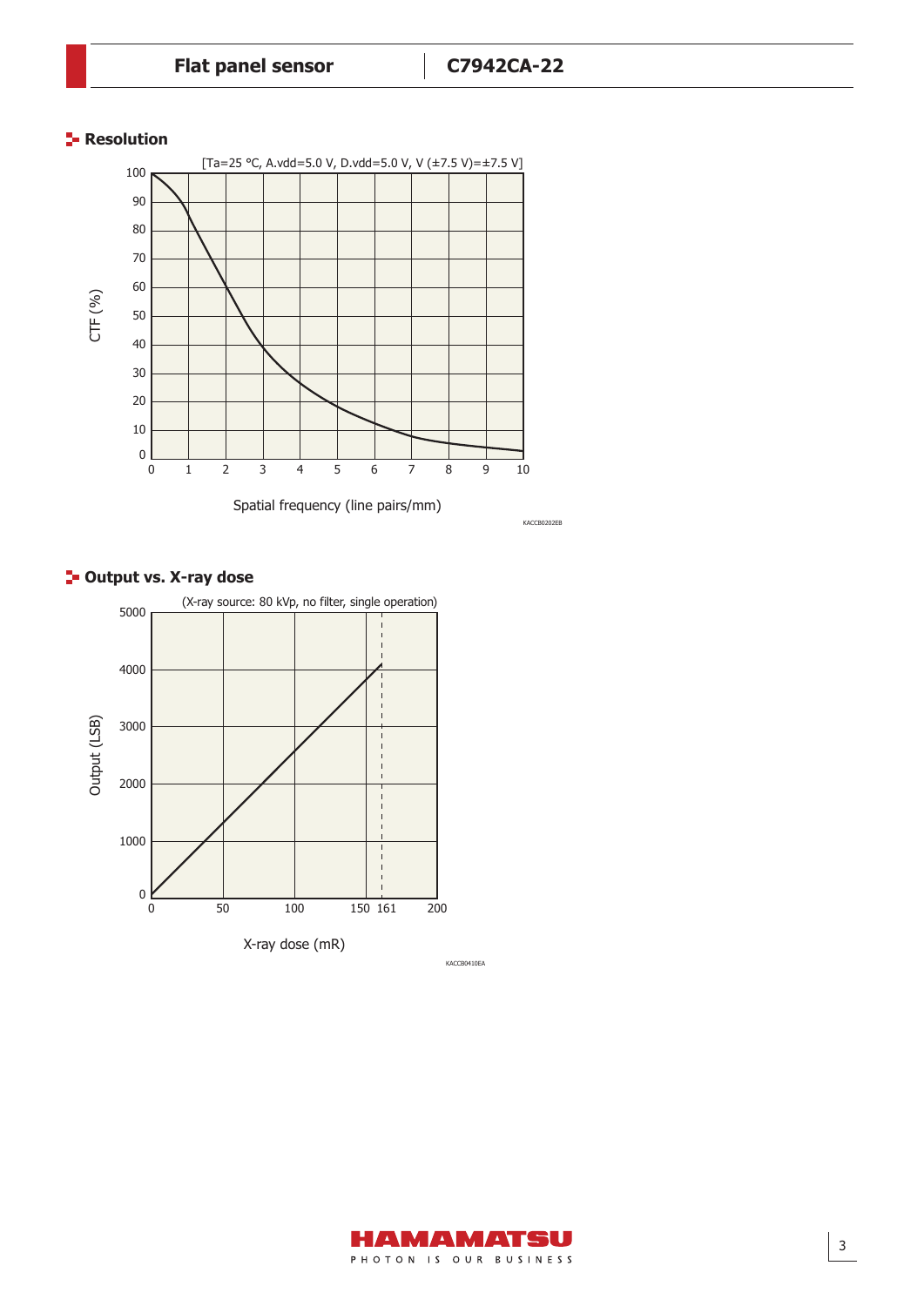## Resolution

[Ta=25 °C, A.vdd=5.0 V, D.vdd=5.0 V, V (±7.5 V)=±7.5 V]

CTF (%)

Spatial frequency (line pairs/mm)

KACCB0202EB

## Output vs. X-ray dose

(X-ray source: 80 kVp, no filter, single operation)

Output (LSB)

X-ray dose (mR)

KACCB0410EA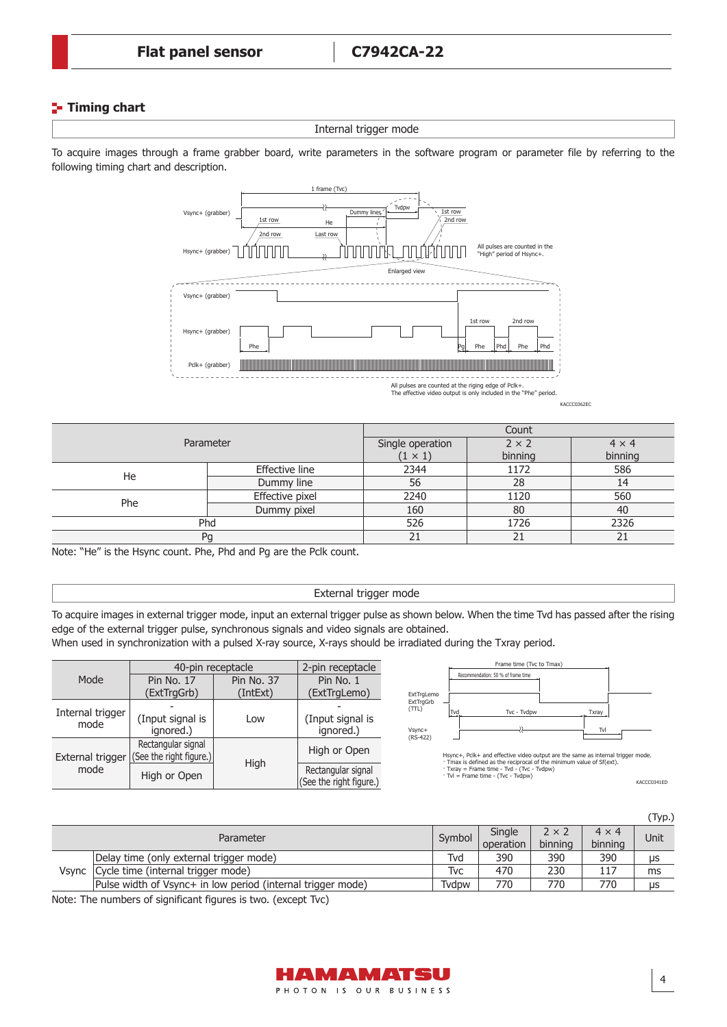## Timing chart

### Internal trigger mode

To acquire images through a frame grabber board, write parameters in the software program or parameter file by referring to the following timing chart and description.

All pulses are counted in the "High" period of Hsync+.

All pulses are counted at the riging edge of Pclk+.
The effective video output is only included in the "Phe" period.

KACCC0362EC

| Parameter | | Count | | |
|---|---|---|---|---|
| | | Single operation (1 × 1) | 2 × 2 binning | 4 × 4 binning |
| He | Effective line | 2344 | 1172 | 586 |
| | Dummy line | 56 | 28 | 14 |
| Phe | Effective pixel | 2240 | 1120 | 560 |
| | Dummy pixel | 160 | 80 | 40 |
| Phd | | 526 | 1726 | 2326 |
| Pg | | 21 | 21 | 21 |

Note: "He" is the Hsync count. Phe, Phd and Pg are the Pclk count.

### External trigger mode

To acquire images in external trigger mode, input an external trigger pulse as shown below. When the time Tvd has passed after the rising edge of the external trigger pulse, synchronous signals and video signals are obtained.
When used in synchronization with a pulsed X-ray source, X-rays should be irradiated during the Txray period.

| Mode | 40-pin receptacle | | 2-pin receptacle |
|---|---|---|---|
| | Pin No. 17 (ExtTrgGrb) | Pin No. 37 (IntExt) | Pin No. 1 (ExtTrgLemo) |
| Internal trigger mode | - (Input signal is ignored.) | Low | - (Input signal is ignored.) |
| External trigger mode | Rectangular signal (See the right figure.) | High | High or Open |
| | High or Open | | Rectangular signal (See the right figure.) |

Hsync+, Pclk+ and effective video output are the same as internal trigger mode.
- Tmax is defined as the reciprocal of the minimum value of Sf(ext).
- Txray = Frame time - Tvd - (Tvc - Tvdpw)
- Tvl = Frame time - (Tvc - Tvdpw)

KACCC0341ED

(Typ.)

| Parameter | | Symbol | Single operation | 2 × 2 binning | 4 × 4 binning | Unit |
|---|---|---|---|---|---|---|
| Vsync | Delay time (only external trigger mode) | Tvd | 390 | 390 | 390 | μs |
| | Cycle time (internal trigger mode) | Tvc | 470 | 230 | 117 | ms |
| | Pulse width of Vsync+ in low period (internal trigger mode) | Tvdpw | 770 | 770 | 770 | μs |

Note: The numbers of significant figures is two. (except Tvc)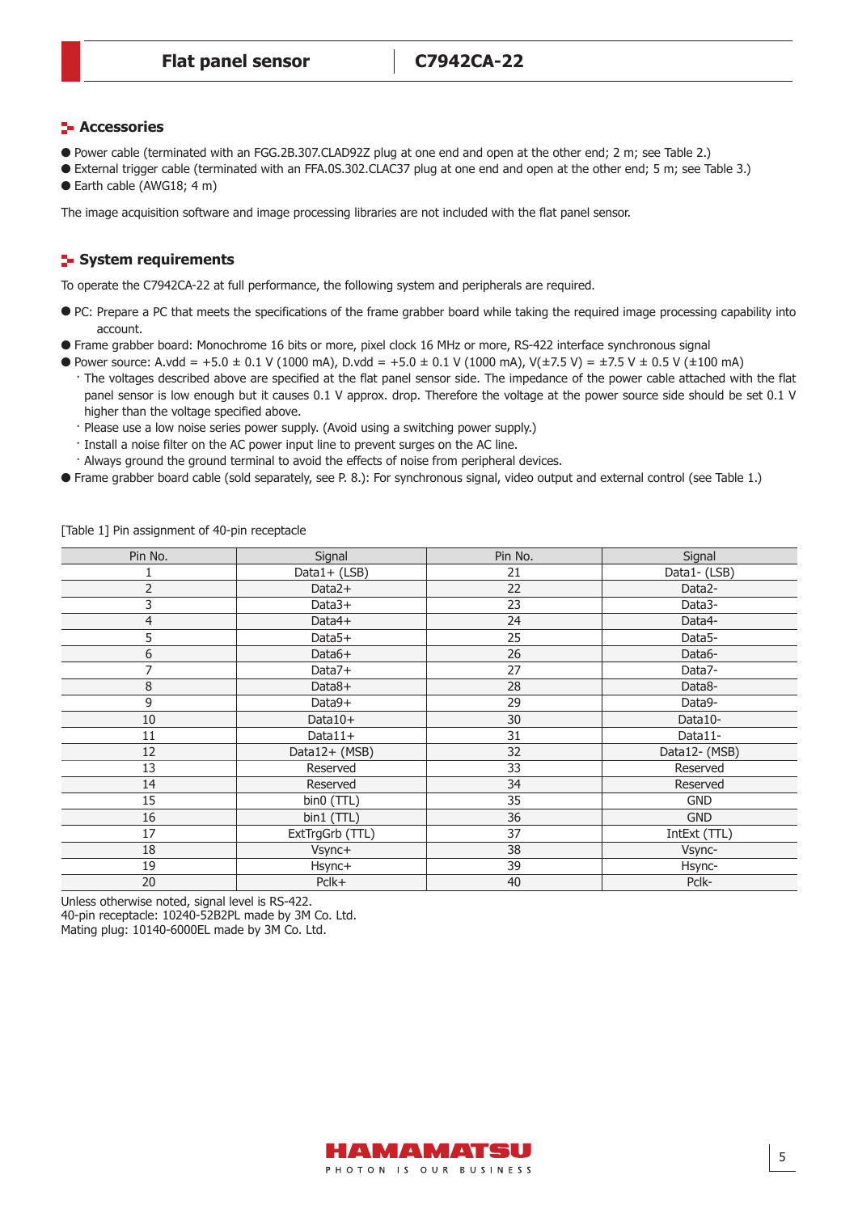## Accessories

- Power cable (terminated with an FGG.2B.307.CLAD92Z plug at one end and open at the other end; 2 m; see Table 2.)
- External trigger cable (terminated with an FFA.0S.302.CLAC37 plug at one end and open at the other end; 5 m; see Table 3.)
- Earth cable (AWG18; 4 m)

The image acquisition software and image processing libraries are not included with the flat panel sensor.

## System requirements

To operate the C7942CA-22 at full performance, the following system and peripherals are required.

- PC: Prepare a PC that meets the specifications of the frame grabber board while taking the required image processing capability into account.
- Frame grabber board: Monochrome 16 bits or more, pixel clock 16 MHz or more, RS-422 interface synchronous signal
- Power source: A.vdd = +5.0 ± 0.1 V (1000 mA), D.vdd = +5.0 ± 0.1 V (1000 mA), V(±7.5 V) = ±7.5 V ± 0.5 V (±100 mA)
  - The voltages described above are specified at the flat panel sensor side. The impedance of the power cable attached with the flat panel sensor is low enough but it causes 0.1 V approx. drop. Therefore the voltage at the power source side should be set 0.1 V higher than the voltage specified above.
  - Please use a low noise series power supply. (Avoid using a switching power supply.)
  - Install a noise filter on the AC power input line to prevent surges on the AC line.
  - Always ground the ground terminal to avoid the effects of noise from peripheral devices.
- Frame grabber board cable (sold separately, see P. 8.): For synchronous signal, video output and external control (see Table 1.)

[Table 1] Pin assignment of 40-pin receptacle

| Pin No. | Signal | Pin No. | Signal |
|---|---|---|---|
| 1 | Data1+ (LSB) | 21 | Data1- (LSB) |
| 2 | Data2+ | 22 | Data2- |
| 3 | Data3+ | 23 | Data3- |
| 4 | Data4+ | 24 | Data4- |
| 5 | Data5+ | 25 | Data5- |
| 6 | Data6+ | 26 | Data6- |
| 7 | Data7+ | 27 | Data7- |
| 8 | Data8+ | 28 | Data8- |
| 9 | Data9+ | 29 | Data9- |
| 10 | Data10+ | 30 | Data10- |
| 11 | Data11+ | 31 | Data11- |
| 12 | Data12+ (MSB) | 32 | Data12- (MSB) |
| 13 | Reserved | 33 | Reserved |
| 14 | Reserved | 34 | Reserved |
| 15 | bin0 (TTL) | 35 | GND |
| 16 | bin1 (TTL) | 36 | GND |
| 17 | ExtTrgGrb (TTL) | 37 | IntExt (TTL) |
| 18 | Vsync+ | 38 | Vsync- |
| 19 | Hsync+ | 39 | Hsync- |
| 20 | Pclk+ | 40 | Pclk- |

Unless otherwise noted, signal level is RS-422.
40-pin receptacle: 10240-52B2PL made by 3M Co. Ltd.
Mating plug: 10140-6000EL made by 3M Co. Ltd.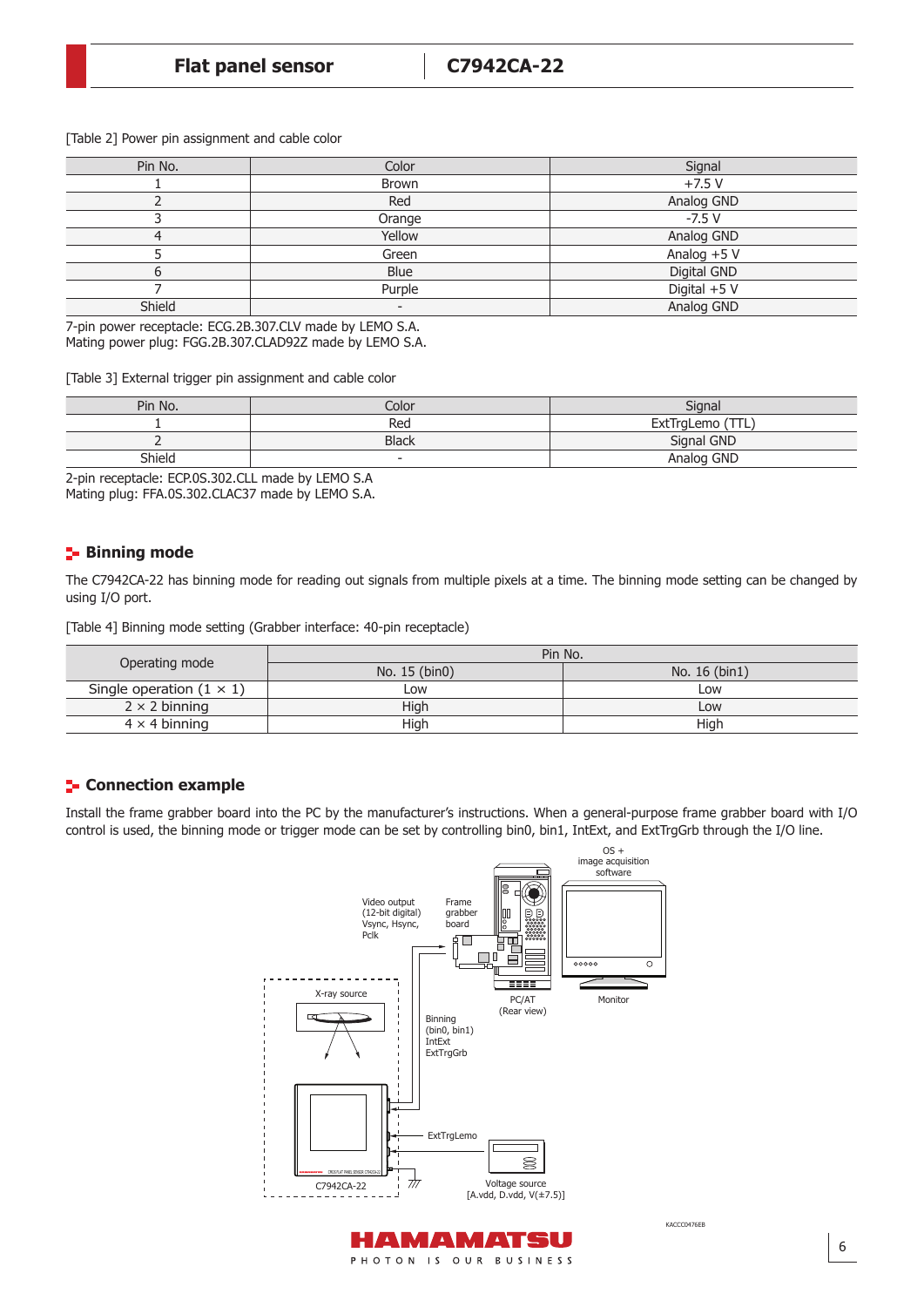[Table 2] Power pin assignment and cable color

| Pin No. | Color | Signal |
|---|---|---|
| 1 | Brown | +7.5 V |
| 2 | Red | Analog GND |
| 3 | Orange | -7.5 V |
| 4 | Yellow | Analog GND |
| 5 | Green | Analog +5 V |
| 6 | Blue | Digital GND |
| 7 | Purple | Digital +5 V |
| Shield | - | Analog GND |

7-pin power receptacle: ECG.2B.307.CLV made by LEMO S.A.
Mating power plug: FGG.2B.307.CLAD92Z made by LEMO S.A.

[Table 3] External trigger pin assignment and cable color

| Pin No. | Color | Signal |
|---|---|---|
| 1 | Red | ExtTrgLemo (TTL) |
| 2 | Black | Signal GND |
| Shield | - | Analog GND |

2-pin receptacle: ECP.0S.302.CLL made by LEMO S.A
Mating plug: FFA.0S.302.CLAC37 made by LEMO S.A.

## Binning mode

The C7942CA-22 has binning mode for reading out signals from multiple pixels at a time. The binning mode setting can be changed by using I/O port.

[Table 4] Binning mode setting (Grabber interface: 40-pin receptacle)

| Operating mode | Pin No. | |
|---|---|---|
| | No. 15 (bin0) | No. 16 (bin1) |
| Single operation (1 × 1) | Low | Low |
| 2 × 2 binning | High | Low |
| 4 × 4 binning | High | High |

## Connection example

Install the frame grabber board into the PC by the manufacturer's instructions. When a general-purpose frame grabber board with I/O control is used, the binning mode or trigger mode can be set by controlling bin0, bin1, IntExt, and ExtTrgGrb through the I/O line.

OS + image acquisition software

Video output (12-bit digital) Vsync, Hsync, Pclk

Frame grabber board

PC/AT (Rear view)

Monitor

X-ray source

Binning (bin0, bin1) IntExt ExtTrgGrb

ExtTrgLemo

C7942CA-22

Voltage source [A.vdd, D.vdd, V(±7.5)]

KACCC0476EB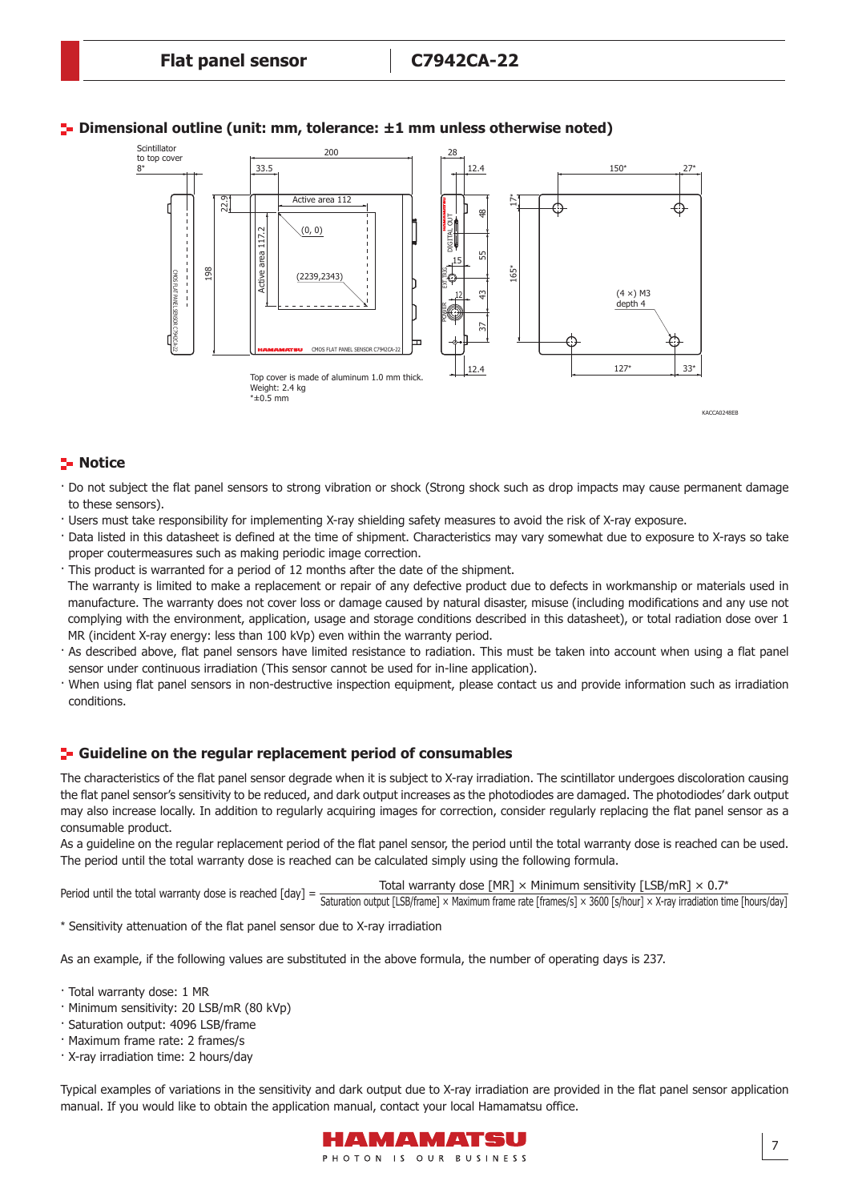## Dimensional outline (unit: mm, tolerance: ±1 mm unless otherwise noted)

Top cover is made of aluminum 1.0 mm thick.
Weight: 2.4 kg
*±0.5 mm

KACCA0248EB

## Notice

- Do not subject the flat panel sensors to strong vibration or shock (Strong shock such as drop impacts may cause permanent damage to these sensors).
- Users must take responsibility for implementing X-ray shielding safety measures to avoid the risk of X-ray exposure.
- Data listed in this datasheet is defined at the time of shipment. Characteristics may vary somewhat due to exposure to X-rays so take proper coutermeasures such as making periodic image correction.
- This product is warranted for a period of 12 months after the date of the shipment.
  The warranty is limited to make a replacement or repair of any defective product due to defects in workmanship or materials used in manufacture. The warranty does not cover loss or damage caused by natural disaster, misuse (including modifications and any use not complying with the environment, application, usage and storage conditions described in this datasheet), or total radiation dose over 1 MR (incident X-ray energy: less than 100 kVp) even within the warranty period.
- As described above, flat panel sensors have limited resistance to radiation. This must be taken into account when using a flat panel sensor under continuous irradiation (This sensor cannot be used for in-line application).
- When using flat panel sensors in non-destructive inspection equipment, please contact us and provide information such as irradiation conditions.

## Guideline on the regular replacement period of consumables

The characteristics of the flat panel sensor degrade when it is subject to X-ray irradiation. The scintillator undergoes discoloration causing the flat panel sensor's sensitivity to be reduced, and dark output increases as the photodiodes are damaged. The photodiodes' dark output may also increase locally. In addition to regularly acquiring images for correction, consider regularly replacing the flat panel sensor as a consumable product.
As a guideline on the regular replacement period of the flat panel sensor, the period until the total warranty dose is reached can be used. The period until the total warranty dose is reached can be calculated simply using the following formula.

$$\text{Period until the total warranty dose is reached [day]} = \frac{\text{Total warranty dose [MR]} \times \text{Minimum sensitivity [LSB/mR]} \times 0.7^{*}}{\text{Saturation output [LSB/frame]} \times \text{Maximum frame rate [frames/s]} \times 3600\ \text{[s/hour]} \times \text{X-ray irradiation time [hours/day]}}$$

\* Sensitivity attenuation of the flat panel sensor due to X-ray irradiation

As an example, if the following values are substituted in the above formula, the number of operating days is 237.

- Total warranty dose: 1 MR
- Minimum sensitivity: 20 LSB/mR (80 kVp)
- Saturation output: 4096 LSB/frame
- Maximum frame rate: 2 frames/s
- X-ray irradiation time: 2 hours/day

Typical examples of variations in the sensitivity and dark output due to X-ray irradiation are provided in the flat panel sensor application manual. If you would like to obtain the application manual, contact your local Hamamatsu office.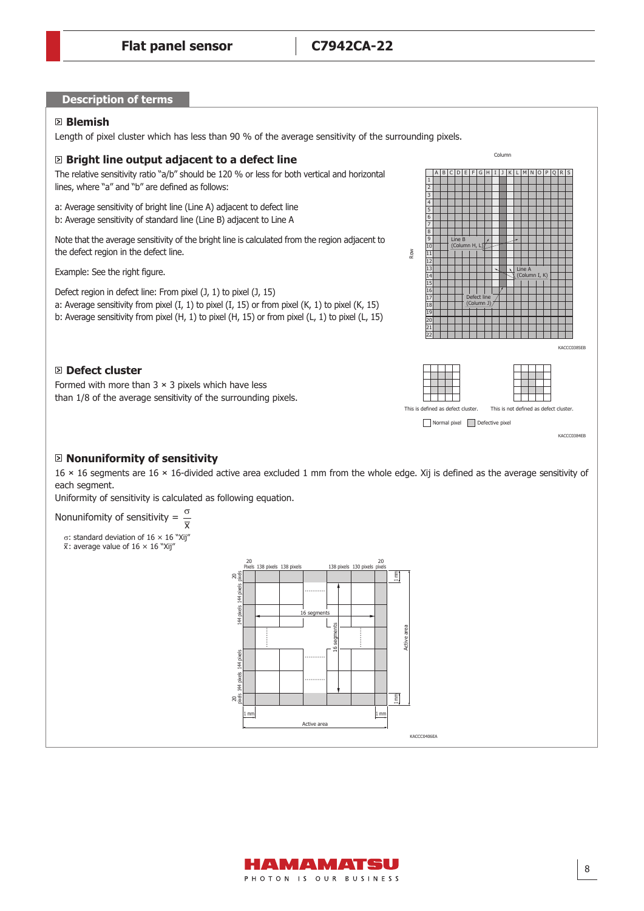## Description of terms

### Blemish

Length of pixel cluster which has less than 90 % of the average sensitivity of the surrounding pixels.

### Bright line output adjacent to a defect line

The relative sensitivity ratio “a/b” should be 120 % or less for both vertical and horizontal lines, where “a” and “b” are defined as follows:

a: Average sensitivity of bright line (Line A) adjacent to defect line
b: Average sensitivity of standard line (Line B) adjacent to Line A

Note that the average sensitivity of the bright line is calculated from the region adjacent to the defect region in the defect line.

Example: See the right figure.

Defect region in defect line: From pixel (J, 1) to pixel (J, 15)
a: Average sensitivity from pixel (I, 1) to pixel (I, 15) or from pixel (K, 1) to pixel (K, 15)
b: Average sensitivity from pixel (H, 1) to pixel (H, 15) or from pixel (L, 1) to pixel (L, 15)

KACCC0385EB

### Defect cluster

Formed with more than 3 × 3 pixels which have less than 1/8 of the average sensitivity of the surrounding pixels.

This is defined as defect cluster. This is not defined as defect cluster.

Normal pixel Defective pixel

KACCC0384EB

### Nonuniformity of sensitivity

16 × 16 segments are 16 × 16-divided active area excluded 1 mm from the whole edge. Xij is defined as the average sensitivity of each segment.
Uniformity of sensitivity is calculated as following equation.

$$\text{Nonunifomity of sensitivity} = \frac{\sigma}{\bar{X}}$$

σ: standard deviation of 16 × 16 “Xij”
$\bar{X}$: average value of 16 × 16 “Xij”

KACCC0406EA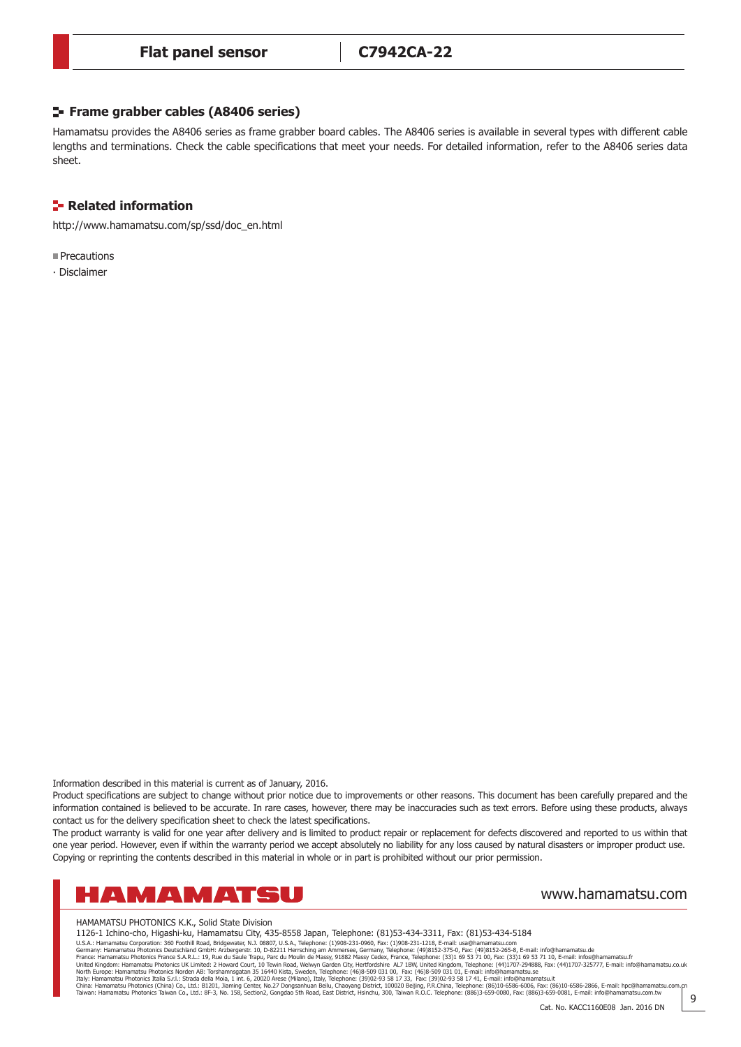## Frame grabber cables (A8406 series)

Hamamatsu provides the A8406 series as frame grabber board cables. The A8406 series is available in several types with different cable lengths and terminations. Check the cable specifications that meet your needs. For detailed information, refer to the A8406 series data sheet.

## Related information

http://www.hamamatsu.com/sp/ssd/doc_en.html

■ Precautions

· Disclaimer

Information described in this material is current as of January, 2016.

Product specifications are subject to change without prior notice due to improvements or other reasons. This document has been carefully prepared and the information contained is believed to be accurate. In rare cases, however, there may be inaccuracies such as text errors. Before using these products, always contact us for the delivery specification sheet to check the latest specifications.

The product warranty is valid for one year after delivery and is limited to product repair or replacement for defects discovered and reported to us within that one year period. However, even if within the warranty period we accept absolutely no liability for any loss caused by natural disasters or improper product use.

Copying or reprinting the contents described in this material in whole or in part is prohibited without our prior permission.

**HAMAMATSU**

www.hamamatsu.com

HAMAMATSU PHOTONICS K.K., Solid State Division

1126-1 Ichino-cho, Higashi-ku, Hamamatsu City, 435-8558 Japan, Telephone: (81)53-434-3311, Fax: (81)53-434-5184

U.S.A.: Hamamatsu Corporation: 360 Foothill Road, Bridgewater, N.J. 08807, U.S.A., Telephone: (1)908-231-0960, Fax: (1)908-231-1218, E-mail: usa@hamamatsu.com

Germany: Hamamatsu Photonics Deutschland GmbH: Arzbergerstr. 10, D-82211 Herrsching am Ammersee, Germany, Telephone: (49)8152-375-0, Fax: (49)8152-265-8, E-mail: info@hamamatsu.de

France: Hamamatsu Photonics France S.A.R.L.: 19, Rue du Saule Trapu, Parc du Moulin de Massy, 91882 Massy Cedex, France, Telephone: (33)1 69 53 71 00, Fax: (33)1 69 53 71 10, E-mail: infos@hamamatsu.fr

United Kingdom: Hamamatsu Photonics UK Limited: 2 Howard Court, 10 Tewin Road, Welwyn Garden City, Hertfordshire AL7 1BW, United Kingdom, Telephone: (44)1707-294888, Fax: (44)1707-325777, E-mail: info@hamamatsu.co.uk

North Europe: Hamamatsu Photonics Norden AB: Torshamnsgatan 35 16440 Kista, Sweden, Telephone: (46)8-509 031 00, Fax: (46)8-509 031 01, E-mail: info@hamamatsu.se

Italy: Hamamatsu Photonics Italia S.r.l.: Strada della Moia, 1 int. 6, 20020 Arese (Milano), Italy, Telephone: (39)02-93 58 17 33, Fax: (39)02-93 58 17 41, E-mail: info@hamamatsu.it

China: Hamamatsu Photonics (China) Co., Ltd.: B1201, Jiaming Center, No.27 Dongsanhuan Beilu, Chaoyang District, 100020 Beijing, P.R.China, Telephone: (86)10-6586-6006, Fax: (86)10-6586-2866, E-mail: hpc@hamamatsu.com.cn

Taiwan: Hamamatsu Photonics Taiwan Co., Ltd.: 8F-3, No. 158, Section2, Gongdao 5th Road, East District, Hsinchu, 300, Taiwan R.O.C. Telephone: (886)3-659-0080, Fax: (886)3-659-0081, E-mail: info@hamamatsu.com.tw

Cat. No. KACC1160E08 Jan. 2016 DN